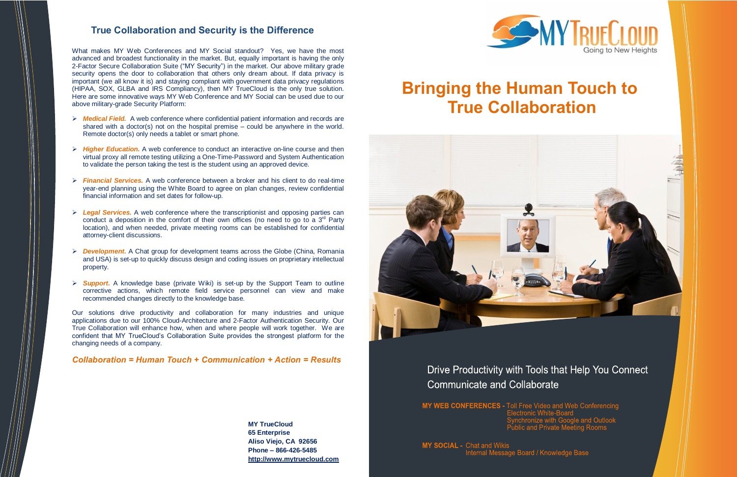## True Collaboration and Security is the Difference

What makes MY Web Conferences and MY Social standout? Yes, we have the most advanced and broadest functionality in the market. But, equally important is having the only 2-Factor Secure Collaboration Suite ("MY Security") in the market. Our above military grade security opens the door to collaboration that others only dream about. If data privacy is important (we all know it is) and staying compliant with government data privacy regulations (HIPAA, SOX, GLBA and IRS Compliancy), then MY TrueCloud is the only true solution. Here are some innovative ways MY Web Conference and MY Social can be used due to our above military-grade Security Platform:

- ***Medical Field.*** A web conference where confidential patient information and records are shared with a doctor(s) not on the hospital premise – could be anywhere in the world. Remote doctor(s) only needs a tablet or smart phone.
- ***Higher Education.*** A web conference to conduct an interactive on-line course and then virtual proxy all remote testing utilizing a One-Time-Password and System Authentication to validate the person taking the test is the student using an approved device.
- ***Financial Services.*** A web conference between a broker and his client to do real-time year-end planning using the White Board to agree on plan changes, review confidential financial information and set dates for follow-up.
- ***Legal Services.*** A web conference where the transcriptionist and opposing parties can conduct a deposition in the comfort of their own offices (no need to go to a 3rd Party location), and when needed, private meeting rooms can be established for confidential attorney-client discussions.
- ***Development.*** A Chat group for development teams across the Globe (China, Romania and USA) is set-up to quickly discuss design and coding issues on proprietary intellectual property.
- ***Support.*** A knowledge base (private Wiki) is set-up by the Support Team to outline corrective actions, which remote field service personnel can view and make recommended changes directly to the knowledge base.

Our solutions drive productivity and collaboration for many industries and unique applications due to our 100% Cloud-Architecture and 2-Factor Authentication Security. Our True Collaboration will enhance how, when and where people will work together. We are confident that MY TrueCloud's Collaboration Suite provides the strongest platform for the changing needs of a company.

***Collaboration = Human Touch + Communication + Action = Results***

**MY TrueCloud**
**65 Enterprise**
**Aliso Viejo, CA 92656**
**Phone – 866-426-5485**
**http://www.mytruecloud.com**

MY TRUECLOUD
Going to New Heights

# Bringing the Human Touch to True Collaboration

Drive Productivity with Tools that Help You Connect Communicate and Collaborate

**MY WEB CONFERENCES -** Toll Free Video and Web Conferencing
Electronic White-Board
Synchronize with Google and Outlook
Public and Private Meeting Rooms

**MY SOCIAL -** Chat and Wikis
Internal Message Board / Knowledge Base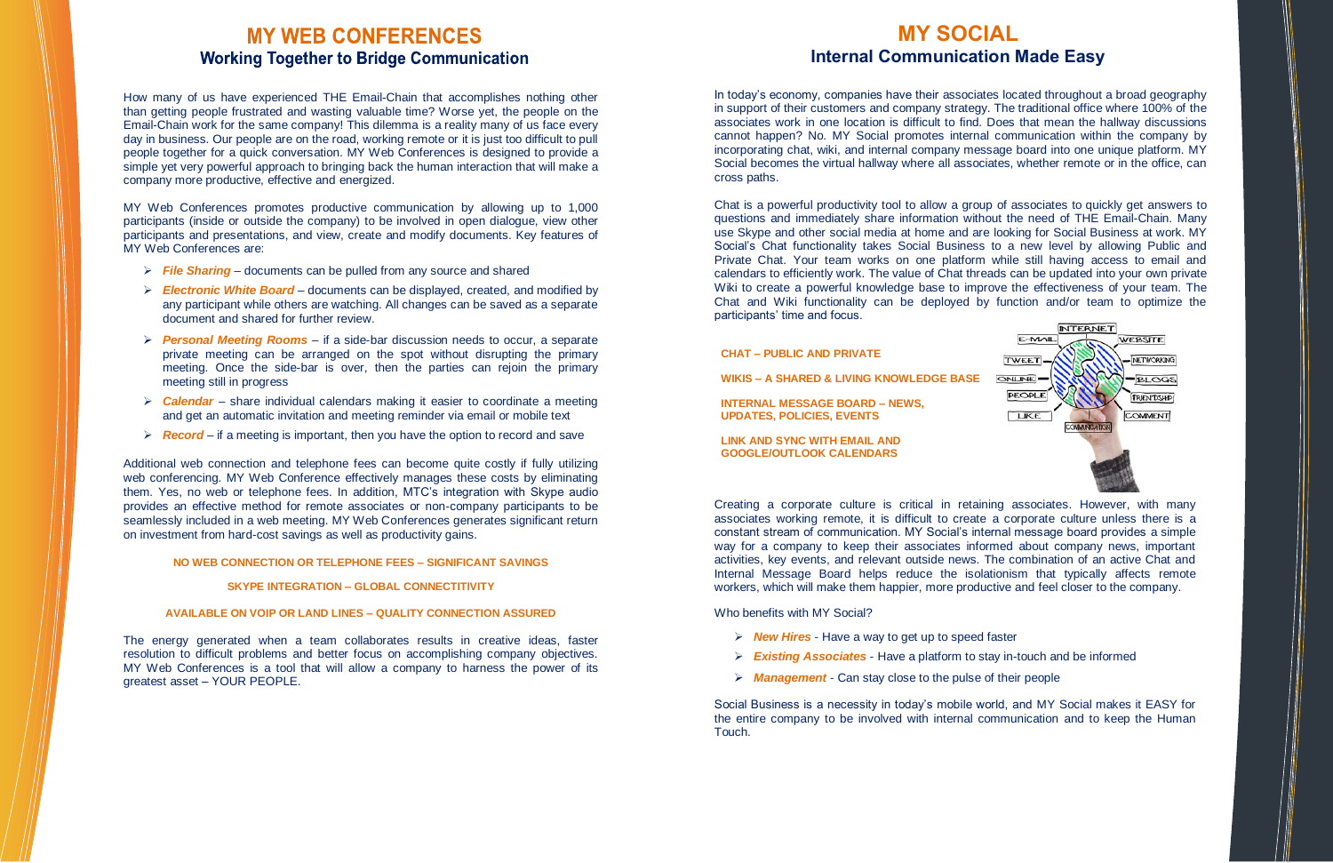# MY WEB CONFERENCES

## Working Together to Bridge Communication

How many of us have experienced THE Email-Chain that accomplishes nothing other than getting people frustrated and wasting valuable time? Worse yet, the people on the Email-Chain work for the same company! This dilemma is a reality many of us face every day in business. Our people are on the road, working remote or it is just too difficult to pull people together for a quick conversation. MY Web Conferences is designed to provide a simple yet very powerful approach to bringing back the human interaction that will make a company more productive, effective and energized.

MY Web Conferences promotes productive communication by allowing up to 1,000 participants (inside or outside the company) to be involved in open dialogue, view other participants and presentations, and view, create and modify documents. Key features of MY Web Conferences are:

- ***File Sharing*** – documents can be pulled from any source and shared
- ***Electronic White Board*** – documents can be displayed, created, and modified by any participant while others are watching. All changes can be saved as a separate document and shared for further review.
- ***Personal Meeting Rooms*** – if a side-bar discussion needs to occur, a separate private meeting can be arranged on the spot without disrupting the primary meeting. Once the side-bar is over, then the parties can rejoin the primary meeting still in progress
- ***Calendar*** – share individual calendars making it easier to coordinate a meeting and get an automatic invitation and meeting reminder via email or mobile text
- ***Record*** – if a meeting is important, then you have the option to record and save

Additional web connection and telephone fees can become quite costly if fully utilizing web conferencing. MY Web Conference effectively manages these costs by eliminating them. Yes, no web or telephone fees. In addition, MTC's integration with Skype audio provides an effective method for remote associates or non-company participants to be seamlessly included in a web meeting. MY Web Conferences generates significant return on investment from hard-cost savings as well as productivity gains.

**NO WEB CONNECTION OR TELEPHONE FEES – SIGNIFICANT SAVINGS**

**SKYPE INTEGRATION – GLOBAL CONNECTITIVITY**

**AVAILABLE ON VOIP OR LAND LINES – QUALITY CONNECTION ASSURED**

The energy generated when a team collaborates results in creative ideas, faster resolution to difficult problems and better focus on accomplishing company objectives. MY Web Conferences is a tool that will allow a company to harness the power of its greatest asset – YOUR PEOPLE.

# MY SOCIAL

## Internal Communication Made Easy

In today's economy, companies have their associates located throughout a broad geography in support of their customers and company strategy. The traditional office where 100% of the associates work in one location is difficult to find. Does that mean the hallway discussions cannot happen? No. MY Social promotes internal communication within the company by incorporating chat, wiki, and internal company message board into one unique platform. MY Social becomes the virtual hallway where all associates, whether remote or in the office, can cross paths.

Chat is a powerful productivity tool to allow a group of associates to quickly get answers to questions and immediately share information without the need of THE Email-Chain. Many use Skype and other social media at home and are looking for Social Business at work. MY Social's Chat functionality takes Social Business to a new level by allowing Public and Private Chat. Your team works on one platform while still having access to email and calendars to efficiently work. The value of Chat threads can be updated into your own private Wiki to create a powerful knowledge base to improve the effectiveness of your team. The Chat and Wiki functionality can be deployed by function and/or team to optimize the participants' time and focus.

**CHAT – PUBLIC AND PRIVATE**

**WIKIS – A SHARED & LIVING KNOWLEDGE BASE**

**INTERNAL MESSAGE BOARD – NEWS, UPDATES, POLICIES, EVENTS**

**LINK AND SYNC WITH EMAIL AND GOOGLE/OUTLOOK CALENDARS**

Creating a corporate culture is critical in retaining associates. However, with many associates working remote, it is difficult to create a corporate culture unless there is a constant stream of communication. MY Social's internal message board provides a simple way for a company to keep their associates informed about company news, important activities, key events, and relevant outside news. The combination of an active Chat and Internal Message Board helps reduce the isolationism that typically affects remote workers, which will make them happier, more productive and feel closer to the company.

Who benefits with MY Social?

- ***New Hires*** - Have a way to get up to speed faster
- ***Existing Associates*** - Have a platform to stay in-touch and be informed
- ***Management*** - Can stay close to the pulse of their people

Social Business is a necessity in today's mobile world, and MY Social makes it EASY for the entire company to be involved with internal communication and to keep the Human Touch.